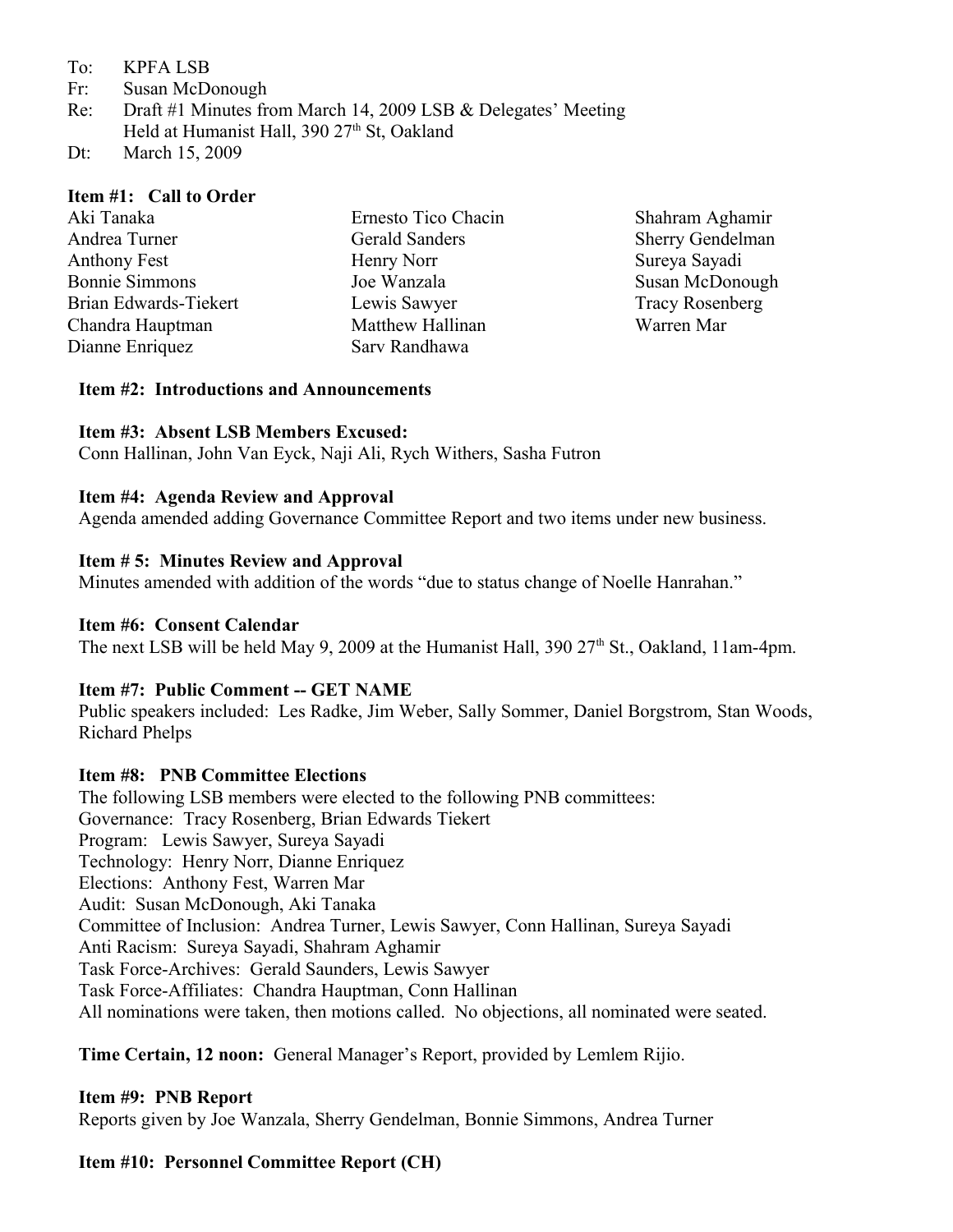To: KPFA LSB
Fr: Susan McDonough
Re: Draft #1 Minutes from March 14, 2009 LSB & Delegates' Meeting
Held at Humanist Hall, 390 27th St, Oakland
Dt: March 15, 2009

**Item #1: Call to Order**

Aki Tanaka
Andrea Turner
Anthony Fest
Bonnie Simmons
Brian Edwards-Tiekert
Chandra Hauptman
Dianne Enriquez
Ernesto Tico Chacin
Gerald Sanders
Henry Norr
Joe Wanzala
Lewis Sawyer
Matthew Hallinan
Sarv Randhawa
Shahram Aghamir
Sherry Gendelman
Sureya Sayadi
Susan McDonough
Tracy Rosenberg
Warren Mar

**Item #2: Introductions and Announcements**

**Item #3: Absent LSB Members Excused:**
Conn Hallinan, John Van Eyck, Naji Ali, Rych Withers, Sasha Futron

**Item #4: Agenda Review and Approval**
Agenda amended adding Governance Committee Report and two items under new business.

**Item # 5: Minutes Review and Approval**
Minutes amended with addition of the words "due to status change of Noelle Hanrahan."

**Item #6: Consent Calendar**
The next LSB will be held May 9, 2009 at the Humanist Hall, 390 27th St., Oakland, 11am-4pm.

**Item #7: Public Comment -- GET NAME**
Public speakers included: Les Radke, Jim Weber, Sally Sommer, Daniel Borgstrom, Stan Woods, Richard Phelps

**Item #8: PNB Committee Elections**
The following LSB members were elected to the following PNB committees:
Governance: Tracy Rosenberg, Brian Edwards Tiekert
Program: Lewis Sawyer, Sureya Sayadi
Technology: Henry Norr, Dianne Enriquez
Elections: Anthony Fest, Warren Mar
Audit: Susan McDonough, Aki Tanaka
Committee of Inclusion: Andrea Turner, Lewis Sawyer, Conn Hallinan, Sureya Sayadi
Anti Racism: Sureya Sayadi, Shahram Aghamir
Task Force-Archives: Gerald Saunders, Lewis Sawyer
Task Force-Affiliates: Chandra Hauptman, Conn Hallinan
All nominations were taken, then motions called. No objections, all nominated were seated.

**Time Certain, 12 noon:** General Manager's Report, provided by Lemlem Rijio.

**Item #9: PNB Report**
Reports given by Joe Wanzala, Sherry Gendelman, Bonnie Simmons, Andrea Turner

**Item #10: Personnel Committee Report (CH)**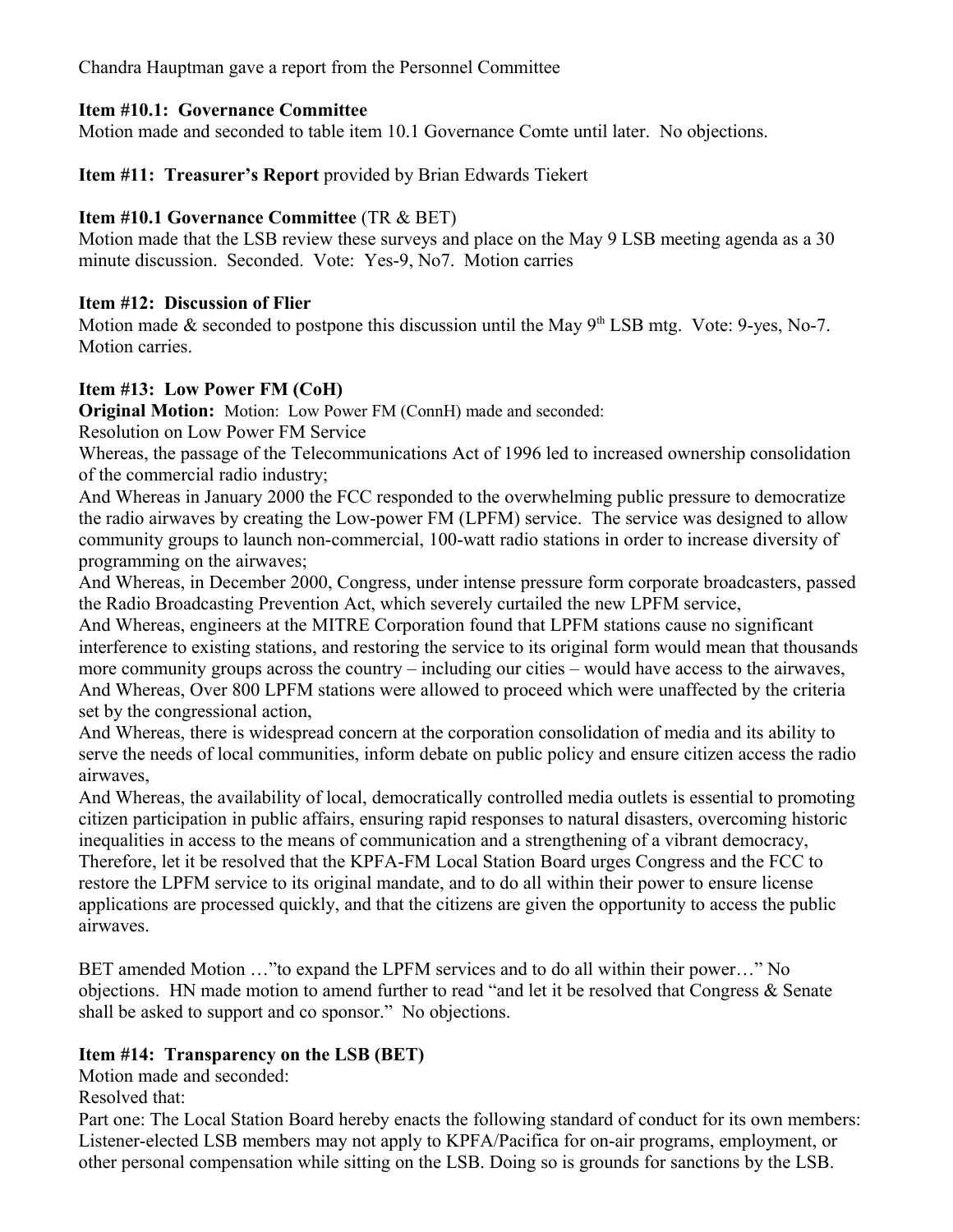Chandra Hauptman gave a report from the Personnel Committee

**Item #10.1: Governance Committee**
Motion made and seconded to table item 10.1 Governance Comte until later. No objections.

**Item #11: Treasurer's Report** provided by Brian Edwards Tiekert

**Item #10.1 Governance Committee** (TR & BET)
Motion made that the LSB review these surveys and place on the May 9 LSB meeting agenda as a 30 minute discussion. Seconded. Vote: Yes-9, No7. Motion carries

**Item #12: Discussion of Flier**
Motion made & seconded to postpone this discussion until the May 9th LSB mtg. Vote: 9-yes, No-7. Motion carries.

**Item #13: Low Power FM (CoH)**
**Original Motion:** Motion: Low Power FM (ConnH) made and seconded:
Resolution on Low Power FM Service
Whereas, the passage of the Telecommunications Act of 1996 led to increased ownership consolidation of the commercial radio industry;
And Whereas in January 2000 the FCC responded to the overwhelming public pressure to democratize the radio airwaves by creating the Low-power FM (LPFM) service. The service was designed to allow community groups to launch non-commercial, 100-watt radio stations in order to increase diversity of programming on the airwaves;
And Whereas, in December 2000, Congress, under intense pressure form corporate broadcasters, passed the Radio Broadcasting Prevention Act, which severely curtailed the new LPFM service,
And Whereas, engineers at the MITRE Corporation found that LPFM stations cause no significant interference to existing stations, and restoring the service to its original form would mean that thousands more community groups across the country – including our cities – would have access to the airwaves,
And Whereas, Over 800 LPFM stations were allowed to proceed which were unaffected by the criteria set by the congressional action,
And Whereas, there is widespread concern at the corporation consolidation of media and its ability to serve the needs of local communities, inform debate on public policy and ensure citizen access the radio airwaves,
And Whereas, the availability of local, democratically controlled media outlets is essential to promoting citizen participation in public affairs, ensuring rapid responses to natural disasters, overcoming historic inequalities in access to the means of communication and a strengthening of a vibrant democracy,
Therefore, let it be resolved that the KPFA-FM Local Station Board urges Congress and the FCC to restore the LPFM service to its original mandate, and to do all within their power to ensure license applications are processed quickly, and that the citizens are given the opportunity to access the public airwaves.

BET amended Motion …"to expand the LPFM services and to do all within their power…" No objections. HN made motion to amend further to read "and let it be resolved that Congress & Senate shall be asked to support and co sponsor." No objections.

**Item #14: Transparency on the LSB (BET)**
Motion made and seconded:
Resolved that:
Part one: The Local Station Board hereby enacts the following standard of conduct for its own members: Listener-elected LSB members may not apply to KPFA/Pacifica for on-air programs, employment, or other personal compensation while sitting on the LSB. Doing so is grounds for sanctions by the LSB.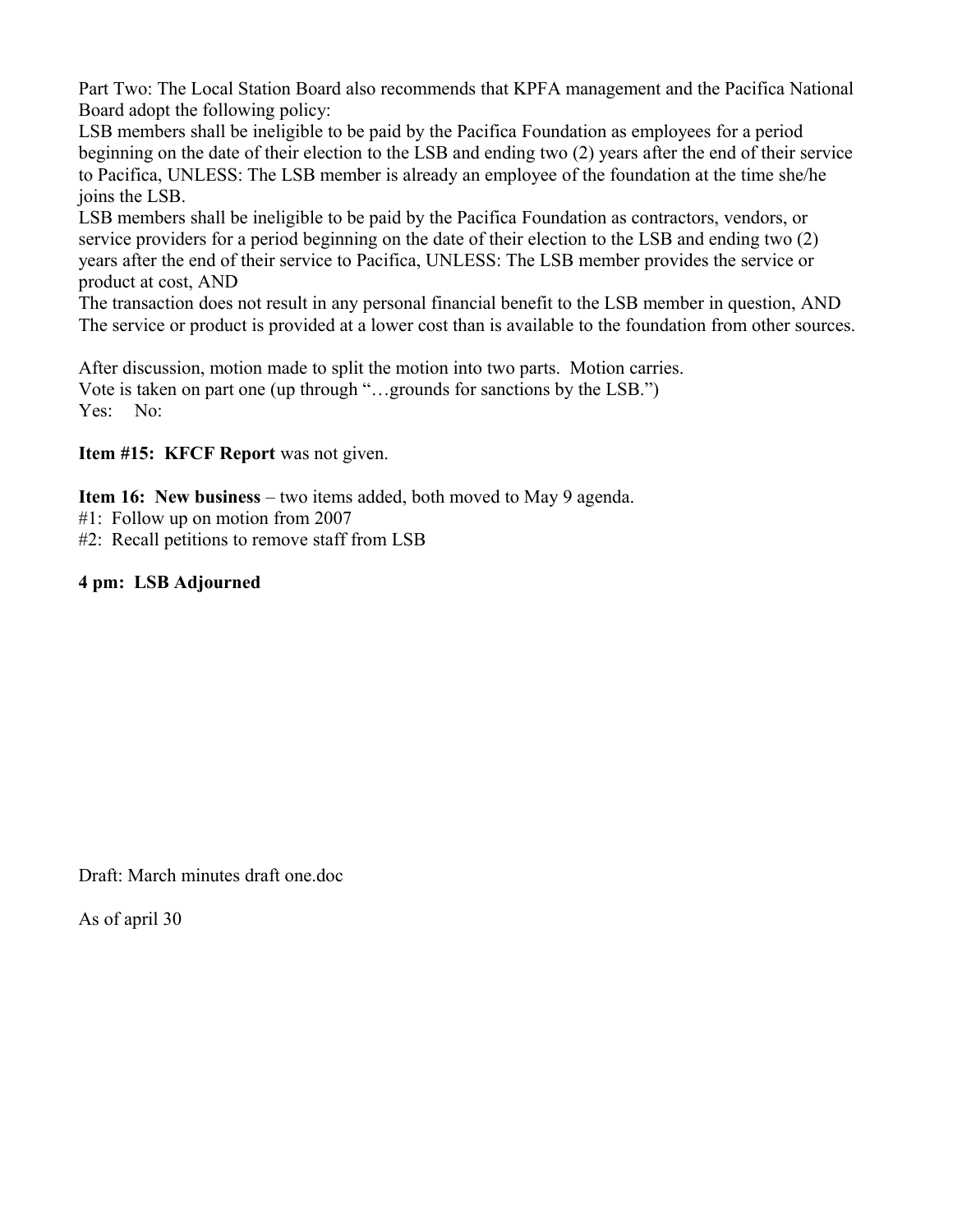Part Two: The Local Station Board also recommends that KPFA management and the Pacifica National Board adopt the following policy:

LSB members shall be ineligible to be paid by the Pacifica Foundation as employees for a period beginning on the date of their election to the LSB and ending two (2) years after the end of their service to Pacifica, UNLESS: The LSB member is already an employee of the foundation at the time she/he joins the LSB.

LSB members shall be ineligible to be paid by the Pacifica Foundation as contractors, vendors, or service providers for a period beginning on the date of their election to the LSB and ending two (2) years after the end of their service to Pacifica, UNLESS: The LSB member provides the service or product at cost, AND

The transaction does not result in any personal financial benefit to the LSB member in question, AND

The service or product is provided at a lower cost than is available to the foundation from other sources.

After discussion, motion made to split the motion into two parts. Motion carries.

Vote is taken on part one (up through "…grounds for sanctions by the LSB.")

Yes: No:

**Item #15: KFCF Report** was not given.

**Item 16: New business** – two items added, both moved to May 9 agenda.

#1: Follow up on motion from 2007

#2: Recall petitions to remove staff from LSB

**4 pm: LSB Adjourned**

Draft: March minutes draft one.doc

As of april 30